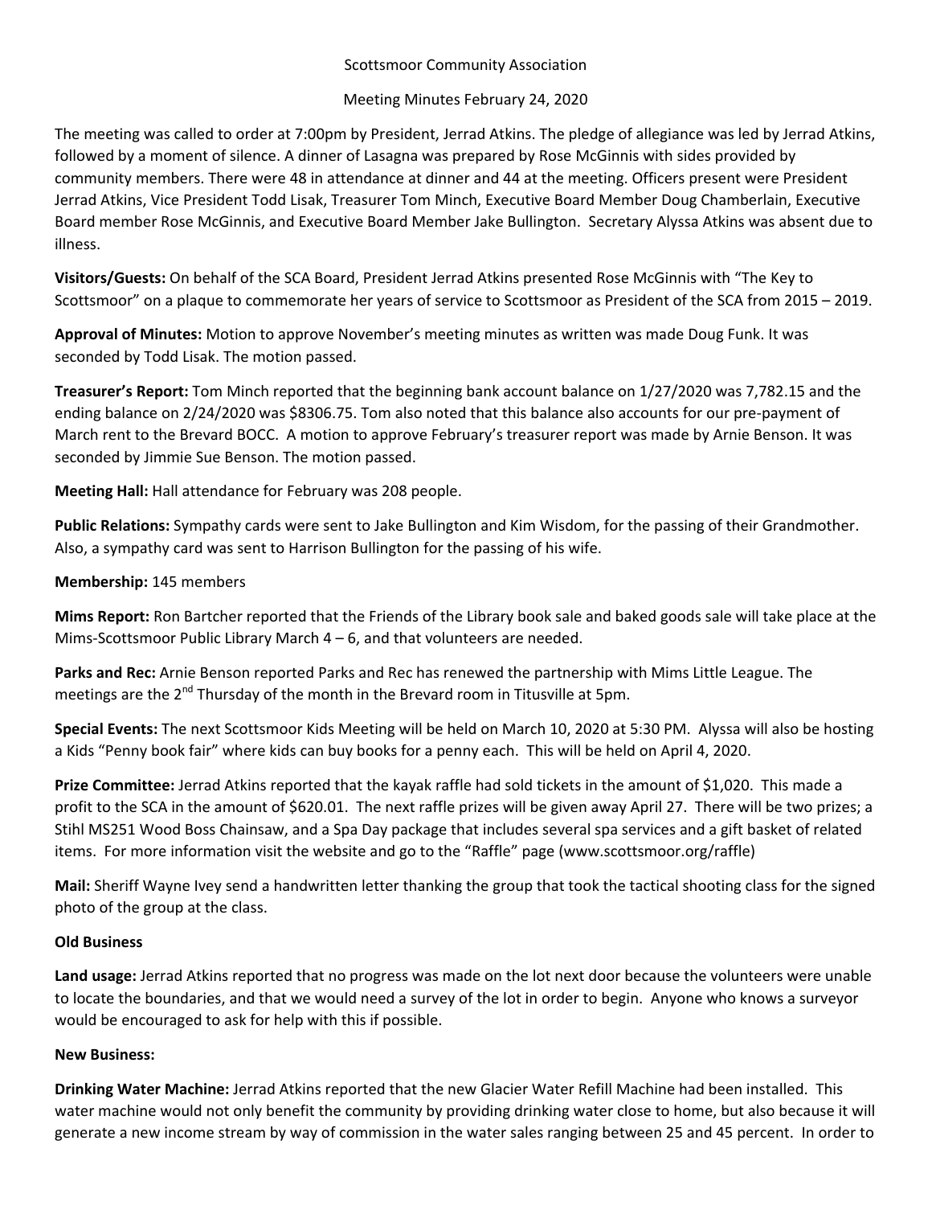Scottsmoor Community Association

Meeting Minutes February 24, 2020

The meeting was called to order at 7:00pm by President, Jerrad Atkins. The pledge of allegiance was led by Jerrad Atkins, followed by a moment of silence. A dinner of Lasagna was prepared by Rose McGinnis with sides provided by community members. There were 48 in attendance at dinner and 44 at the meeting. Officers present were President Jerrad Atkins, Vice President Todd Lisak, Treasurer Tom Minch, Executive Board Member Doug Chamberlain, Executive Board member Rose McGinnis, and Executive Board Member Jake Bullington. Secretary Alyssa Atkins was absent due to illness.

**Visitors/Guests:** On behalf of the SCA Board, President Jerrad Atkins presented Rose McGinnis with "The Key to Scottsmoor" on a plaque to commemorate her years of service to Scottsmoor as President of the SCA from 2015 – 2019.

**Approval of Minutes:** Motion to approve November's meeting minutes as written was made Doug Funk. It was seconded by Todd Lisak. The motion passed.

**Treasurer's Report:** Tom Minch reported that the beginning bank account balance on 1/27/2020 was 7,782.15 and the ending balance on 2/24/2020 was $8306.75. Tom also noted that this balance also accounts for our pre-payment of March rent to the Brevard BOCC. A motion to approve February's treasurer report was made by Arnie Benson. It was seconded by Jimmie Sue Benson. The motion passed.

**Meeting Hall:** Hall attendance for February was 208 people.

**Public Relations:** Sympathy cards were sent to Jake Bullington and Kim Wisdom, for the passing of their Grandmother. Also, a sympathy card was sent to Harrison Bullington for the passing of his wife.

**Membership:** 145 members

**Mims Report:** Ron Bartcher reported that the Friends of the Library book sale and baked goods sale will take place at the Mims-Scottsmoor Public Library March 4 – 6, and that volunteers are needed.

**Parks and Rec:** Arnie Benson reported Parks and Rec has renewed the partnership with Mims Little League. The meetings are the 2nd Thursday of the month in the Brevard room in Titusville at 5pm.

**Special Events:** The next Scottsmoor Kids Meeting will be held on March 10, 2020 at 5:30 PM. Alyssa will also be hosting a Kids "Penny book fair" where kids can buy books for a penny each. This will be held on April 4, 2020.

**Prize Committee:** Jerrad Atkins reported that the kayak raffle had sold tickets in the amount of $1,020. This made a profit to the SCA in the amount of $620.01. The next raffle prizes will be given away April 27. There will be two prizes; a Stihl MS251 Wood Boss Chainsaw, and a Spa Day package that includes several spa services and a gift basket of related items. For more information visit the website and go to the "Raffle" page (www.scottsmoor.org/raffle)

**Mail:** Sheriff Wayne Ivey send a handwritten letter thanking the group that took the tactical shooting class for the signed photo of the group at the class.

**Old Business**

**Land usage:** Jerrad Atkins reported that no progress was made on the lot next door because the volunteers were unable to locate the boundaries, and that we would need a survey of the lot in order to begin. Anyone who knows a surveyor would be encouraged to ask for help with this if possible.

**New Business:**

**Drinking Water Machine:** Jerrad Atkins reported that the new Glacier Water Refill Machine had been installed. This water machine would not only benefit the community by providing drinking water close to home, but also because it will generate a new income stream by way of commission in the water sales ranging between 25 and 45 percent. In order to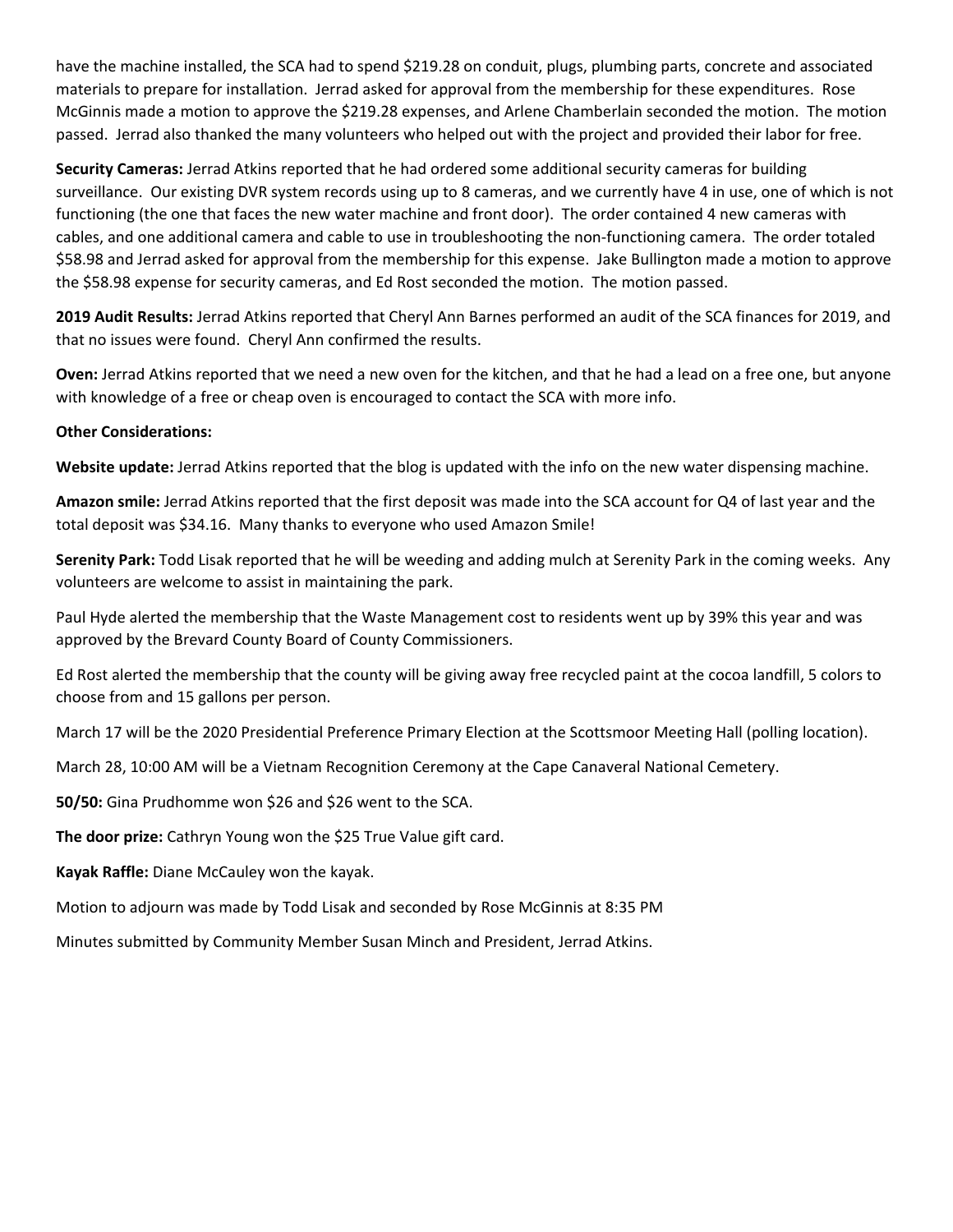have the machine installed, the SCA had to spend $219.28 on conduit, plugs, plumbing parts, concrete and associated materials to prepare for installation. Jerrad asked for approval from the membership for these expenditures. Rose McGinnis made a motion to approve the $219.28 expenses, and Arlene Chamberlain seconded the motion. The motion passed. Jerrad also thanked the many volunteers who helped out with the project and provided their labor for free.

**Security Cameras:** Jerrad Atkins reported that he had ordered some additional security cameras for building surveillance. Our existing DVR system records using up to 8 cameras, and we currently have 4 in use, one of which is not functioning (the one that faces the new water machine and front door). The order contained 4 new cameras with cables, and one additional camera and cable to use in troubleshooting the non-functioning camera. The order totaled $58.98 and Jerrad asked for approval from the membership for this expense. Jake Bullington made a motion to approve the $58.98 expense for security cameras, and Ed Rost seconded the motion. The motion passed.

**2019 Audit Results:** Jerrad Atkins reported that Cheryl Ann Barnes performed an audit of the SCA finances for 2019, and that no issues were found. Cheryl Ann confirmed the results.

**Oven:** Jerrad Atkins reported that we need a new oven for the kitchen, and that he had a lead on a free one, but anyone with knowledge of a free or cheap oven is encouraged to contact the SCA with more info.

**Other Considerations:**

**Website update:** Jerrad Atkins reported that the blog is updated with the info on the new water dispensing machine.

**Amazon smile:** Jerrad Atkins reported that the first deposit was made into the SCA account for Q4 of last year and the total deposit was $34.16. Many thanks to everyone who used Amazon Smile!

**Serenity Park:** Todd Lisak reported that he will be weeding and adding mulch at Serenity Park in the coming weeks. Any volunteers are welcome to assist in maintaining the park.

Paul Hyde alerted the membership that the Waste Management cost to residents went up by 39% this year and was approved by the Brevard County Board of County Commissioners.

Ed Rost alerted the membership that the county will be giving away free recycled paint at the cocoa landfill, 5 colors to choose from and 15 gallons per person.

March 17 will be the 2020 Presidential Preference Primary Election at the Scottsmoor Meeting Hall (polling location).

March 28, 10:00 AM will be a Vietnam Recognition Ceremony at the Cape Canaveral National Cemetery.

**50/50:** Gina Prudhomme won $26 and $26 went to the SCA.

**The door prize:** Cathryn Young won the $25 True Value gift card.

**Kayak Raffle:** Diane McCauley won the kayak.

Motion to adjourn was made by Todd Lisak and seconded by Rose McGinnis at 8:35 PM

Minutes submitted by Community Member Susan Minch and President, Jerrad Atkins.